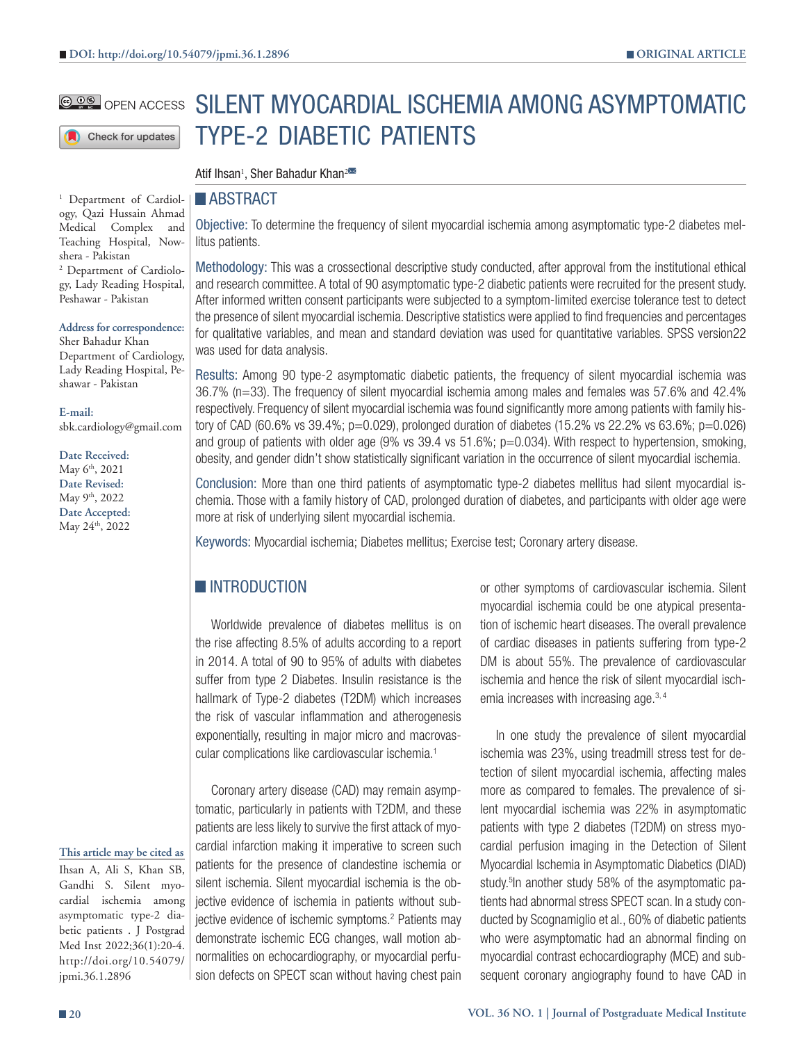DOI: http://doi.org/10.54079/jpmi.36.1.2896

ORIGINAL ARTICLE

OPEN ACCESS

# SILENT MYOCARDIAL ISCHEMIA AMONG ASYMPTOMATIC TYPE-2 DIABETIC PATIENTS

Atif Ihsan[1], Sher Bahadur Khan[2]

[1] Department of Cardiology, Qazi Hussain Ahmad Medical Complex and Teaching Hospital, Nowshera - Pakistan

[2] Department of Cardiology, Lady Reading Hospital, Peshawar - Pakistan

**Address for correspondence:**
Sher Bahadur Khan
Department of Cardiology, Lady Reading Hospital, Peshawar - Pakistan

**E-mail:**
sbk.cardiology@gmail.com

**Date Received:** May 6th, 2021
**Date Revised:** May 9th, 2022
**Date Accepted:** May 24th, 2022

**This article may be cited as**
Ihsan A, Ali S, Khan SB, Gandhi S. Silent myocardial ischemia among asymptomatic type-2 diabetic patients . J Postgrad Med Inst 2022;36(1):20-4. http://doi.org/10.54079/jpmi.36.1.2896

## ABSTRACT

**Objective:** To determine the frequency of silent myocardial ischemia among asymptomatic type-2 diabetes mellitus patients.

**Methodology:** This was a crossectional descriptive study conducted, after approval from the institutional ethical and research committee. A total of 90 asymptomatic type-2 diabetic patients were recruited for the present study. After informed written consent participants were subjected to a symptom-limited exercise tolerance test to detect the presence of silent myocardial ischemia. Descriptive statistics were applied to find frequencies and percentages for qualitative variables, and mean and standard deviation was used for quantitative variables. SPSS version22 was used for data analysis.

**Results:** Among 90 type-2 asymptomatic diabetic patients, the frequency of silent myocardial ischemia was 36.7% (n=33). The frequency of silent myocardial ischemia among males and females was 57.6% and 42.4% respectively. Frequency of silent myocardial ischemia was found significantly more among patients with family history of CAD (60.6% vs 39.4%; p=0.029), prolonged duration of diabetes (15.2% vs 22.2% vs 63.6%; p=0.026) and group of patients with older age (9% vs 39.4 vs 51.6%; p=0.034). With respect to hypertension, smoking, obesity, and gender didn't show statistically significant variation in the occurrence of silent myocardial ischemia.

**Conclusion:** More than one third patients of asymptomatic type-2 diabetes mellitus had silent myocardial ischemia. Those with a family history of CAD, prolonged duration of diabetes, and participants with older age were more at risk of underlying silent myocardial ischemia.

**Keywords:** Myocardial ischemia; Diabetes mellitus; Exercise test; Coronary artery disease.

## INTRODUCTION

Worldwide prevalence of diabetes mellitus is on the rise affecting 8.5% of adults according to a report in 2014. A total of 90 to 95% of adults with diabetes suffer from type 2 Diabetes. Insulin resistance is the hallmark of Type-2 diabetes (T2DM) which increases the risk of vascular inflammation and atherogenesis exponentially, resulting in major micro and macrovascular complications like cardiovascular ischemia.[1]

Coronary artery disease (CAD) may remain asymptomatic, particularly in patients with T2DM, and these patients are less likely to survive the first attack of myocardial infarction making it imperative to screen such patients for the presence of clandestine ischemia or silent ischemia. Silent myocardial ischemia is the objective evidence of ischemia in patients without subjective evidence of ischemic symptoms.[2] Patients may demonstrate ischemic ECG changes, wall motion abnormalities on echocardiography, or myocardial perfusion defects on SPECT scan without having chest pain or other symptoms of cardiovascular ischemia. Silent myocardial ischemia could be one atypical presentation of ischemic heart diseases. The overall prevalence of cardiac diseases in patients suffering from type-2 DM is about 55%. The prevalence of cardiovascular ischemia and hence the risk of silent myocardial ischemia increases with increasing age.[3, 4]

In one study the prevalence of silent myocardial ischemia was 23%, using treadmill stress test for detection of silent myocardial ischemia, affecting males more as compared to females. The prevalence of silent myocardial ischemia was 22% in asymptomatic patients with type 2 diabetes (T2DM) on stress myocardial perfusion imaging in the Detection of Silent Myocardial Ischemia in Asymptomatic Diabetics (DIAD) study.[5] In another study 58% of the asymptomatic patients had abnormal stress SPECT scan. In a study conducted by Scognamiglio et al., 60% of diabetic patients who were asymptomatic had an abnormal finding on myocardial contrast echocardiography (MCE) and subsequent coronary angiography found to have CAD in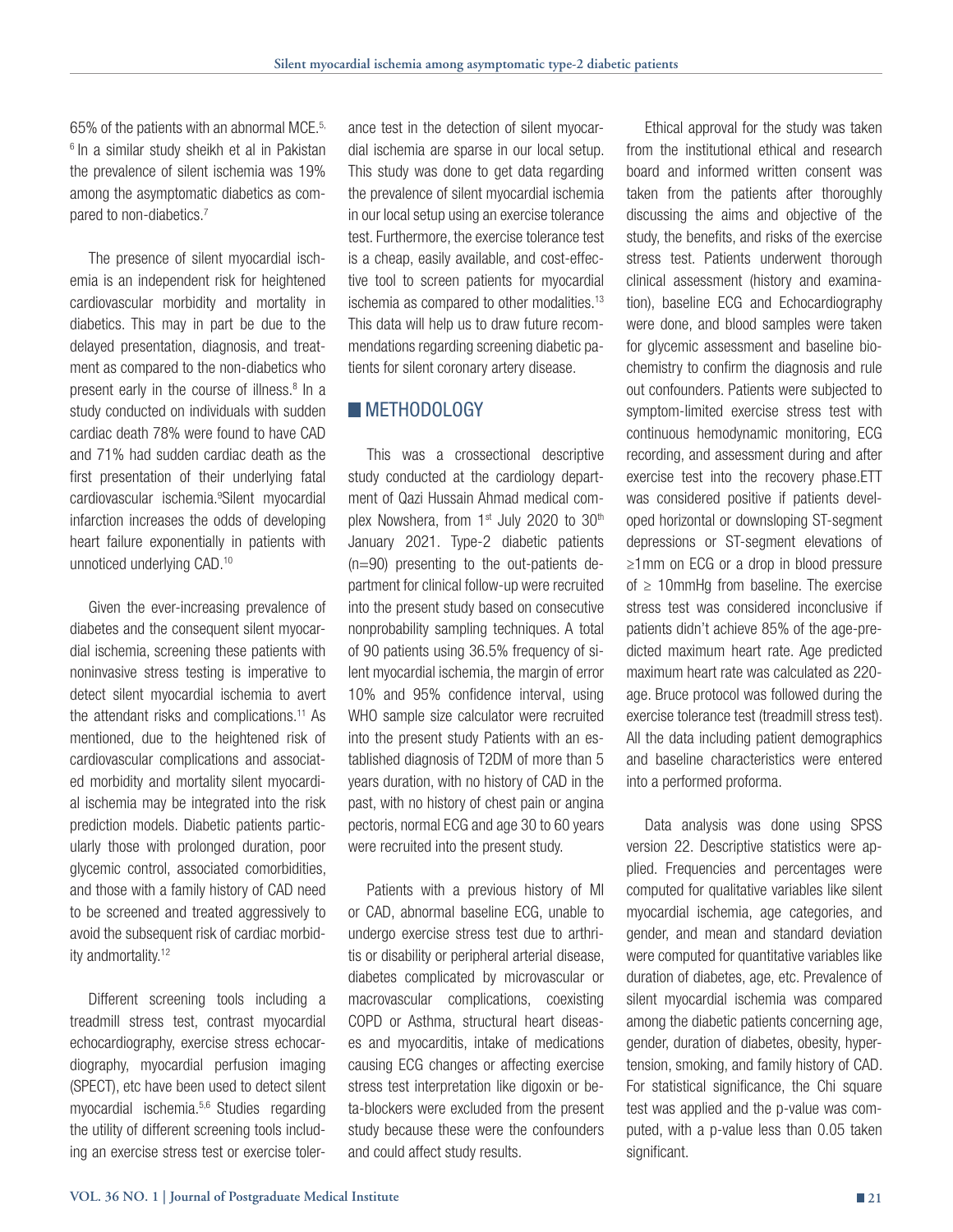65% of the patients with an abnormal MCE.[5,6] In a similar study sheikh et al in Pakistan the prevalence of silent ischemia was 19% among the asymptomatic diabetics as compared to non-diabetics.[7]

The presence of silent myocardial ischemia is an independent risk for heightened cardiovascular morbidity and mortality in diabetics. This may in part be due to the delayed presentation, diagnosis, and treatment as compared to the non-diabetics who present early in the course of illness.[8] In a study conducted on individuals with sudden cardiac death 78% were found to have CAD and 71% had sudden cardiac death as the first presentation of their underlying fatal cardiovascular ischemia.[9]Silent myocardial infarction increases the odds of developing heart failure exponentially in patients with unnoticed underlying CAD.[10]

Given the ever-increasing prevalence of diabetes and the consequent silent myocardial ischemia, screening these patients with noninvasive stress testing is imperative to detect silent myocardial ischemia to avert the attendant risks and complications.[11] As mentioned, due to the heightened risk of cardiovascular complications and associated morbidity and mortality silent myocardial ischemia may be integrated into the risk prediction models. Diabetic patients particularly those with prolonged duration, poor glycemic control, associated comorbidities, and those with a family history of CAD need to be screened and treated aggressively to avoid the subsequent risk of cardiac morbidity andmortality.[12]

Different screening tools including a treadmill stress test, contrast myocardial echocardiography, exercise stress echocardiography, myocardial perfusion imaging (SPECT), etc have been used to detect silent myocardial ischemia.[5,6] Studies regarding the utility of different screening tools including an exercise stress test or exercise tolerance test in the detection of silent myocardial ischemia are sparse in our local setup. This study was done to get data regarding the prevalence of silent myocardial ischemia in our local setup using an exercise tolerance test. Furthermore, the exercise tolerance test is a cheap, easily available, and cost-effective tool to screen patients for myocardial ischemia as compared to other modalities.[13] This data will help us to draw future recommendations regarding screening diabetic patients for silent coronary artery disease.

## METHODOLOGY

This was a crossectional descriptive study conducted at the cardiology department of Qazi Hussain Ahmad medical complex Nowshera, from 1st July 2020 to 30th January 2021. Type-2 diabetic patients (n=90) presenting to the out-patients department for clinical follow-up were recruited into the present study based on consecutive nonprobability sampling techniques. A total of 90 patients using 36.5% frequency of silent myocardial ischemia, the margin of error 10% and 95% confidence interval, using WHO sample size calculator were recruited into the present study Patients with an established diagnosis of T2DM of more than 5 years duration, with no history of CAD in the past, with no history of chest pain or angina pectoris, normal ECG and age 30 to 60 years were recruited into the present study.

Patients with a previous history of MI or CAD, abnormal baseline ECG, unable to undergo exercise stress test due to arthritis or disability or peripheral arterial disease, diabetes complicated by microvascular or macrovascular complications, coexisting COPD or Asthma, structural heart diseases and myocarditis, intake of medications causing ECG changes or affecting exercise stress test interpretation like digoxin or beta-blockers were excluded from the present study because these were the confounders and could affect study results.

Ethical approval for the study was taken from the institutional ethical and research board and informed written consent was taken from the patients after thoroughly discussing the aims and objective of the study, the benefits, and risks of the exercise stress test. Patients underwent thorough clinical assessment (history and examination), baseline ECG and Echocardiography were done, and blood samples were taken for glycemic assessment and baseline biochemistry to confirm the diagnosis and rule out confounders. Patients were subjected to symptom-limited exercise stress test with continuous hemodynamic monitoring, ECG recording, and assessment during and after exercise test into the recovery phase.ETT was considered positive if patients developed horizontal or downsloping ST-segment depressions or ST-segment elevations of ≥1mm on ECG or a drop in blood pressure of ≥ 10mmHg from baseline. The exercise stress test was considered inconclusive if patients didn't achieve 85% of the age-predicted maximum heart rate. Age predicted maximum heart rate was calculated as 220-age. Bruce protocol was followed during the exercise tolerance test (treadmill stress test). All the data including patient demographics and baseline characteristics were entered into a performed proforma.

Data analysis was done using SPSS version 22. Descriptive statistics were applied. Frequencies and percentages were computed for qualitative variables like silent myocardial ischemia, age categories, and gender, and mean and standard deviation were computed for quantitative variables like duration of diabetes, age, etc. Prevalence of silent myocardial ischemia was compared among the diabetic patients concerning age, gender, duration of diabetes, obesity, hypertension, smoking, and family history of CAD. For statistical significance, the Chi square test was applied and the p-value was computed, with a p-value less than 0.05 taken significant.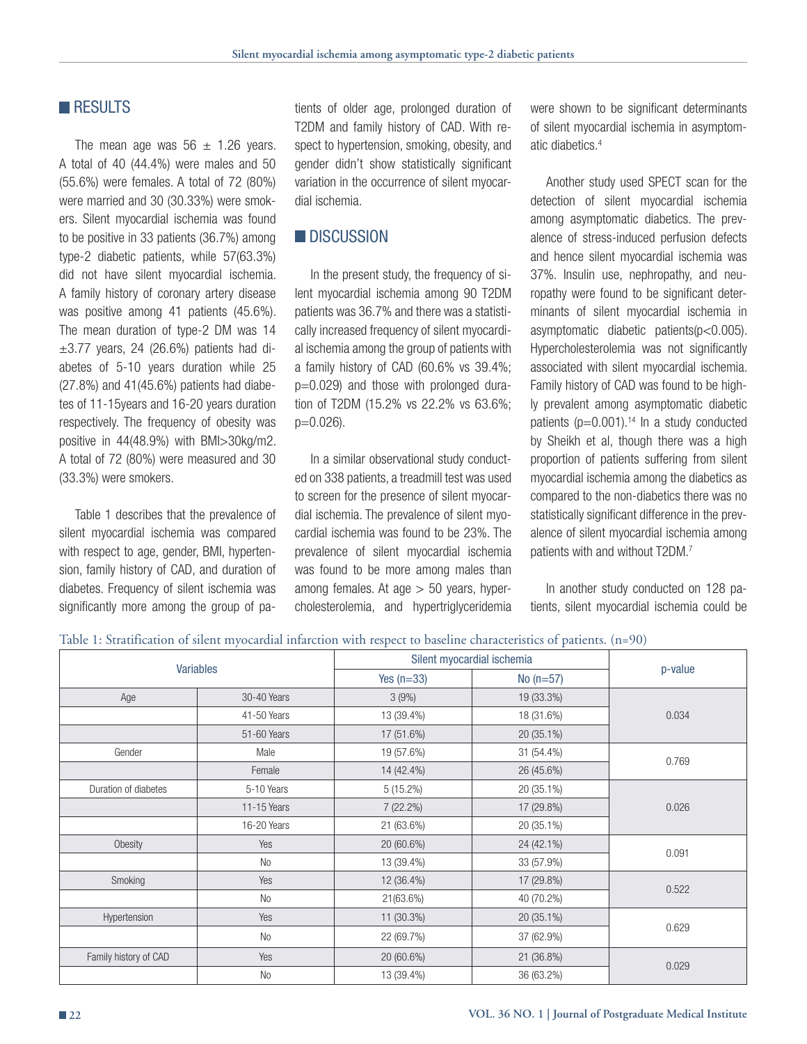## RESULTS

The mean age was 56 ± 1.26 years. A total of 40 (44.4%) were males and 50 (55.6%) were females. A total of 72 (80%) were married and 30 (30.33%) were smokers. Silent myocardial ischemia was found to be positive in 33 patients (36.7%) among type-2 diabetic patients, while 57(63.3%) did not have silent myocardial ischemia. A family history of coronary artery disease was positive among 41 patients (45.6%). The mean duration of type-2 DM was 14 ±3.77 years, 24 (26.6%) patients had diabetes of 5-10 years duration while 25 (27.8%) and 41(45.6%) patients had diabetes of 11-15years and 16-20 years duration respectively. The frequency of obesity was positive in 44(48.9%) with BMI>30kg/m2. A total of 72 (80%) were measured and 30 (33.3%) were smokers.

Table 1 describes that the prevalence of silent myocardial ischemia was compared with respect to age, gender, BMI, hypertension, family history of CAD, and duration of diabetes. Frequency of silent ischemia was significantly more among the group of patients of older age, prolonged duration of T2DM and family history of CAD. With respect to hypertension, smoking, obesity, and gender didn't show statistically significant variation in the occurrence of silent myocardial ischemia.

## DISCUSSION

In the present study, the frequency of silent myocardial ischemia among 90 T2DM patients was 36.7% and there was a statistically increased frequency of silent myocardial ischemia among the group of patients with a family history of CAD (60.6% vs 39.4%; p=0.029) and those with prolonged duration of T2DM (15.2% vs 22.2% vs 63.6%; p=0.026).

In a similar observational study conducted on 338 patients, a treadmill test was used to screen for the presence of silent myocardial ischemia. The prevalence of silent myocardial ischemia was found to be 23%. The prevalence of silent myocardial ischemia was found to be more among males than among females. At age > 50 years, hypercholesterolemia, and hypertriglyceridemia were shown to be significant determinants of silent myocardial ischemia in asymptomatic diabetics.[4]

Another study used SPECT scan for the detection of silent myocardial ischemia among asymptomatic diabetics. The prevalence of stress-induced perfusion defects and hence silent myocardial ischemia was 37%. Insulin use, nephropathy, and neuropathy were found to be significant determinants of silent myocardial ischemia in asymptomatic diabetic patients(p<0.005). Hypercholesterolemia was not significantly associated with silent myocardial ischemia. Family history of CAD was found to be highly prevalent among asymptomatic diabetic patients (p=0.001).[14] In a study conducted by Sheikh et al, though there was a high proportion of patients suffering from silent myocardial ischemia among the diabetics as compared to the non-diabetics there was no statistically significant difference in the prevalence of silent myocardial ischemia among patients with and without T2DM.[7]

In another study conducted on 128 patients, silent myocardial ischemia could be

Table 1: Stratification of silent myocardial infarction with respect to baseline characteristics of patients. (n=90)

| Variables | | Silent myocardial ischemia | | p-value |
|---|---|---|---|---|
| | | Yes (n=33) | No (n=57) | |
| Age | 30-40 Years | 3 (9%) | 19 (33.3%) | 0.034 |
| | 41-50 Years | 13 (39.4%) | 18 (31.6%) | |
| | 51-60 Years | 17 (51.6%) | 20 (35.1%) | |
| Gender | Male | 19 (57.6%) | 31 (54.4%) | 0.769 |
| | Female | 14 (42.4%) | 26 (45.6%) | |
| Duration of diabetes | 5-10 Years | 5 (15.2%) | 20 (35.1%) | 0.026 |
| | 11-15 Years | 7 (22.2%) | 17 (29.8%) | |
| | 16-20 Years | 21 (63.6%) | 20 (35.1%) | |
| Obesity | Yes | 20 (60.6%) | 24 (42.1%) | 0.091 |
| | No | 13 (39.4%) | 33 (57.9%) | |
| Smoking | Yes | 12 (36.4%) | 17 (29.8%) | 0.522 |
| | No | 21(63.6%) | 40 (70.2%) | |
| Hypertension | Yes | 11 (30.3%) | 20 (35.1%) | 0.629 |
| | No | 22 (69.7%) | 37 (62.9%) | |
| Family history of CAD | Yes | 20 (60.6%) | 21 (36.8%) | 0.029 |
| | No | 13 (39.4%) | 36 (63.2%) | |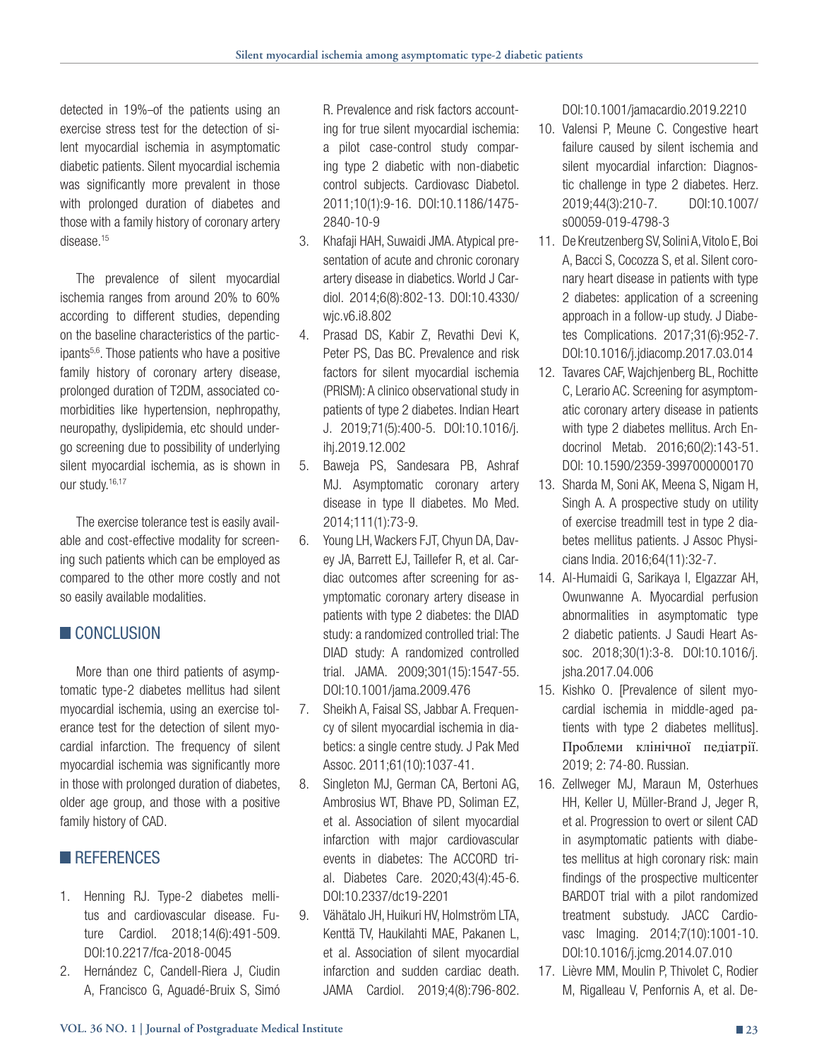detected in 19%–of the patients using an exercise stress test for the detection of silent myocardial ischemia in asymptomatic diabetic patients. Silent myocardial ischemia was significantly more prevalent in those with prolonged duration of diabetes and those with a family history of coronary artery disease.[15]

The prevalence of silent myocardial ischemia ranges from around 20% to 60% according to different studies, depending on the baseline characteristics of the participants[5,6]. Those patients who have a positive family history of coronary artery disease, prolonged duration of T2DM, associated comorbidities like hypertension, nephropathy, neuropathy, dyslipidemia, etc should undergo screening due to possibility of underlying silent myocardial ischemia, as is shown in our study.[16,17]

The exercise tolerance test is easily available and cost-effective modality for screening such patients which can be employed as compared to the other more costly and not so easily available modalities.

## CONCLUSION

More than one third patients of asymptomatic type-2 diabetes mellitus had silent myocardial ischemia, using an exercise tolerance test for the detection of silent myocardial infarction. The frequency of silent myocardial ischemia was significantly more in those with prolonged duration of diabetes, older age group, and those with a positive family history of CAD.

## REFERENCES

1. Henning RJ. Type-2 diabetes mellitus and cardiovascular disease. Future Cardiol. 2018;14(6):491-509. DOI:10.2217/fca-2018-0045
2. Hernández C, Candell-Riera J, Ciudin A, Francisco G, Aguadé-Bruix S, Simó R. Prevalence and risk factors accounting for true silent myocardial ischemia: a pilot case-control study comparing type 2 diabetic with non-diabetic control subjects. Cardiovasc Diabetol. 2011;10(1):9-16. DOI:10.1186/1475-2840-10-9
3. Khafaji HAH, Suwaidi JMA. Atypical presentation of acute and chronic coronary artery disease in diabetics. World J Cardiol. 2014;6(8):802-13. DOI:10.4330/wjc.v6.i8.802
4. Prasad DS, Kabir Z, Revathi Devi K, Peter PS, Das BC. Prevalence and risk factors for silent myocardial ischemia (PRISM): A clinico observational study in patients of type 2 diabetes. Indian Heart J. 2019;71(5):400-5. DOI:10.1016/j.ihj.2019.12.002
5. Baweja PS, Sandesara PB, Ashraf MJ. Asymptomatic coronary artery disease in type II diabetes. Mo Med. 2014;111(1):73-9.
6. Young LH, Wackers FJT, Chyun DA, Davey JA, Barrett EJ, Taillefer R, et al. Cardiac outcomes after screening for asymptomatic coronary artery disease in patients with type 2 diabetes: the DIAD study: a randomized controlled trial: The DIAD study: A randomized controlled trial. JAMA. 2009;301(15):1547-55. DOI:10.1001/jama.2009.476
7. Sheikh A, Faisal SS, Jabbar A. Frequency of silent myocardial ischemia in diabetics: a single centre study. J Pak Med Assoc. 2011;61(10):1037-41.
8. Singleton MJ, German CA, Bertoni AG, Ambrosius WT, Bhave PD, Soliman EZ, et al. Association of silent myocardial infarction with major cardiovascular events in diabetes: The ACCORD trial. Diabetes Care. 2020;43(4):45-6. DOI:10.2337/dc19-2201
9. Vähätalo JH, Huikuri HV, Holmström LTA, Kenttä TV, Haukilahti MAE, Pakanen L, et al. Association of silent myocardial infarction and sudden cardiac death. JAMA Cardiol. 2019;4(8):796-802. DOI:10.1001/jamacardio.2019.2210
10. Valensi P, Meune C. Congestive heart failure caused by silent ischemia and silent myocardial infarction: Diagnostic challenge in type 2 diabetes. Herz. 2019;44(3):210-7. DOI:10.1007/s00059-019-4798-3
11. De Kreutzenberg SV, Solini A, Vitolo E, Boi A, Bacci S, Cocozza S, et al. Silent coronary heart disease in patients with type 2 diabetes: application of a screening approach in a follow-up study. J Diabetes Complications. 2017;31(6):952-7. DOI:10.1016/j.jdiacomp.2017.03.014
12. Tavares CAF, Wajchjenberg BL, Rochitte C, Lerario AC. Screening for asymptomatic coronary artery disease in patients with type 2 diabetes mellitus. Arch Endocrinol Metab. 2016;60(2):143-51. DOI: 10.1590/2359-3997000000170
13. Sharda M, Soni AK, Meena S, Nigam H, Singh A. A prospective study on utility of exercise treadmill test in type 2 diabetes mellitus patients. J Assoc Physicians India. 2016;64(11):32-7.
14. Al-Humaidi G, Sarikaya I, Elgazzar AH, Owunwanne A. Myocardial perfusion abnormalities in asymptomatic type 2 diabetic patients. J Saudi Heart Assoc. 2018;30(1):3-8. DOI:10.1016/j.jsha.2017.04.006
15. Kishko O. [Prevalence of silent myocardial ischemia in middle-aged patients with type 2 diabetes mellitus]. Проблеми клінічної педіатрії. 2019; 2: 74-80. Russian.
16. Zellweger MJ, Maraun M, Osterhues HH, Keller U, Müller-Brand J, Jeger R, et al. Progression to overt or silent CAD in asymptomatic patients with diabetes mellitus at high coronary risk: main findings of the prospective multicenter BARDOT trial with a pilot randomized treatment substudy. JACC Cardiovasc Imaging. 2014;7(10):1001-10. DOI:10.1016/j.jcmg.2014.07.010
17. Lièvre MM, Moulin P, Thivolet C, Rodier M, Rigalleau V, Penfornis A, et al. De-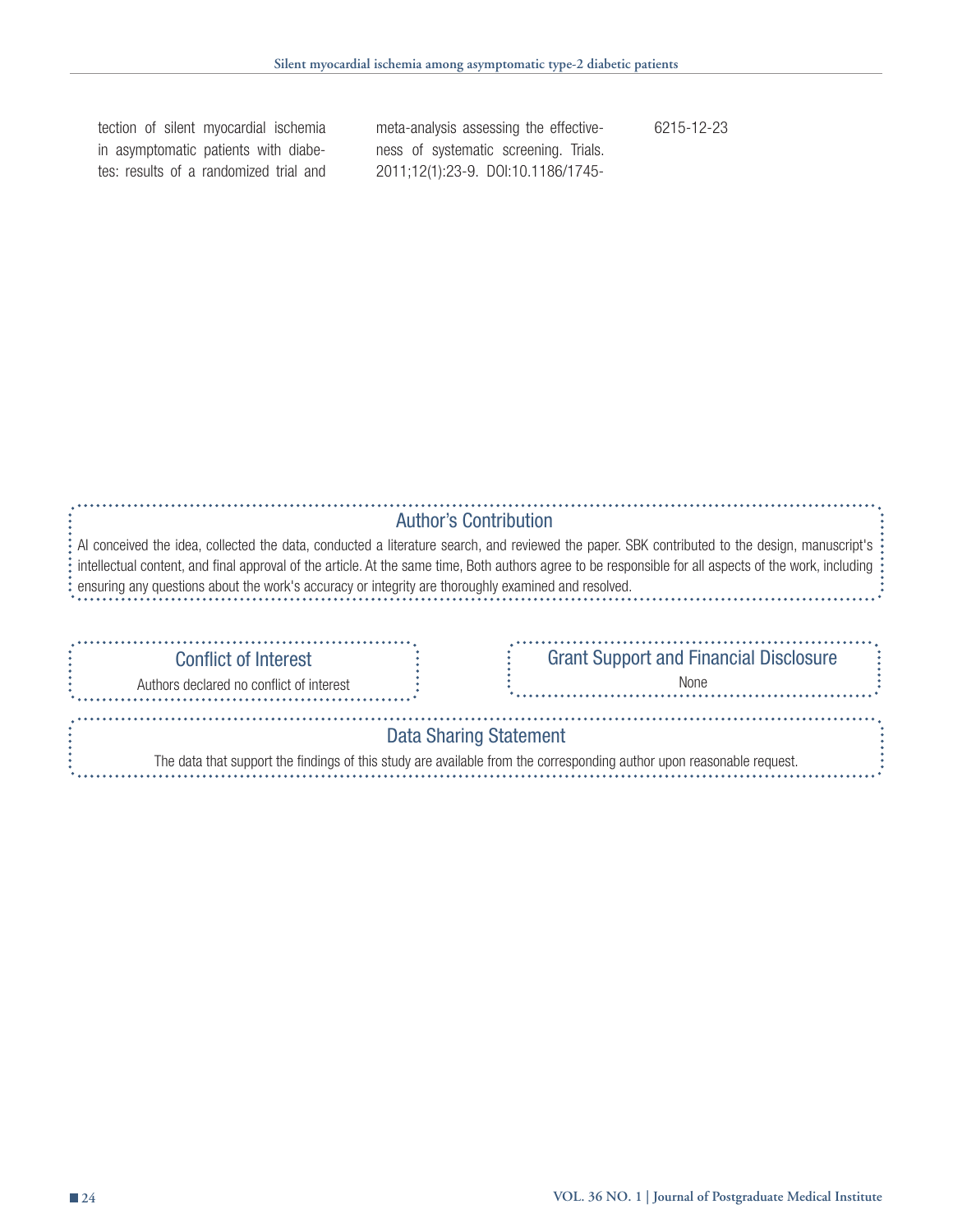tection of silent myocardial ischemia in asymptomatic patients with diabetes: results of a randomized trial and meta-analysis assessing the effectiveness of systematic screening. Trials. 2011;12(1):23-9. DOI:10.1186/1745-6215-12-23

## Author's Contribution

AI conceived the idea, collected the data, conducted a literature search, and reviewed the paper. SBK contributed to the design, manuscript's intellectual content, and final approval of the article. At the same time, Both authors agree to be responsible for all aspects of the work, including ensuring any questions about the work's accuracy or integrity are thoroughly examined and resolved.

## Conflict of Interest

Authors declared no conflict of interest

## Grant Support and Financial Disclosure

None

## Data Sharing Statement

The data that support the findings of this study are available from the corresponding author upon reasonable request.